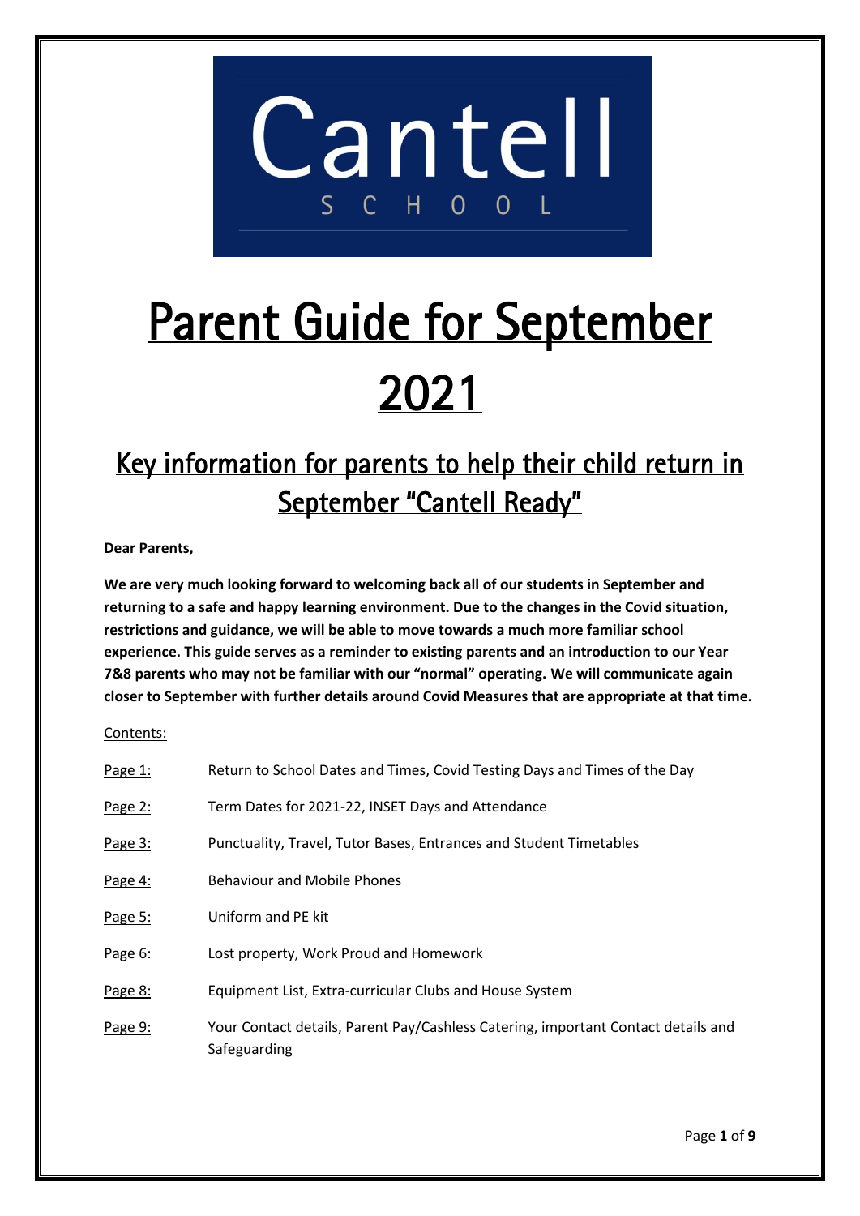Cantell

SCHOOL

# Parent Guide for September 2021

## Key information for parents to help their child return in September "Cantell Ready"

**Dear Parents,**

**We are very much looking forward to welcoming back all of our students in September and returning to a safe and happy learning environment. Due to the changes in the Covid situation, restrictions and guidance, we will be able to move towards a much more familiar school experience. This guide serves as a reminder to existing parents and an introduction to our Year 7&8 parents who may not be familiar with our "normal" operating. We will communicate again closer to September with further details around Covid Measures that are appropriate at that time.**

Contents:

| | |
|---|---|
| Page 1: | Return to School Dates and Times, Covid Testing Days and Times of the Day |
| Page 2: | Term Dates for 2021-22, INSET Days and Attendance |
| Page 3: | Punctuality, Travel, Tutor Bases, Entrances and Student Timetables |
| Page 4: | Behaviour and Mobile Phones |
| Page 5: | Uniform and PE kit |
| Page 6: | Lost property, Work Proud and Homework |
| Page 8: | Equipment List, Extra-curricular Clubs and House System |
| Page 9: | Your Contact details, Parent Pay/Cashless Catering, important Contact details and Safeguarding |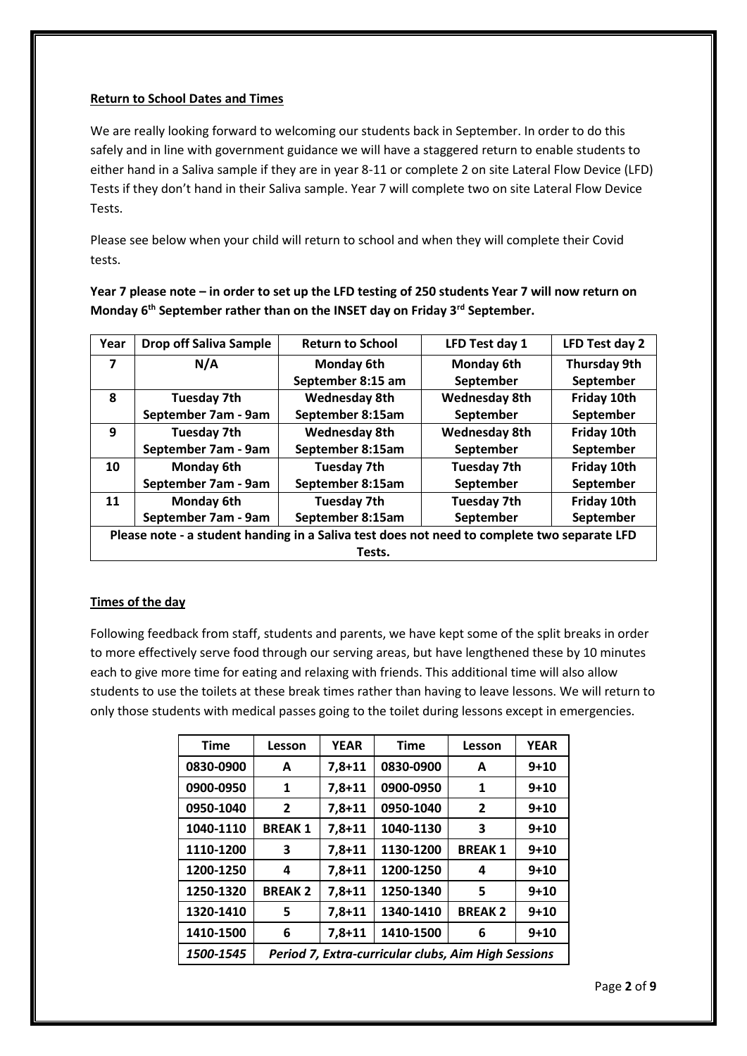## Return to School Dates and Times

We are really looking forward to welcoming our students back in September. In order to do this safely and in line with government guidance we will have a staggered return to enable students to either hand in a Saliva sample if they are in year 8-11 or complete 2 on site Lateral Flow Device (LFD) Tests if they don't hand in their Saliva sample. Year 7 will complete two on site Lateral Flow Device Tests.

Please see below when your child will return to school and when they will complete their Covid tests.

**Year 7 please note – in order to set up the LFD testing of 250 students Year 7 will now return on Monday 6th September rather than on the INSET day on Friday 3rd September.**

| Year | Drop off Saliva Sample | Return to School | LFD Test day 1 | LFD Test day 2 |
|---|---|---|---|---|
| 7 | N/A | Monday 6th September 8:15 am | Monday 6th September | Thursday 9th September |
| 8 | Tuesday 7th September 7am - 9am | Wednesday 8th September 8:15am | Wednesday 8th September | Friday 10th September |
| 9 | Tuesday 7th September 7am - 9am | Wednesday 8th September 8:15am | Wednesday 8th September | Friday 10th September |
| 10 | Monday 6th September 7am - 9am | Tuesday 7th September 8:15am | Tuesday 7th September | Friday 10th September |
| 11 | Monday 6th September 7am - 9am | Tuesday 7th September 8:15am | Tuesday 7th September | Friday 10th September |
| Please note - a student handing in a Saliva test does not need to complete two separate LFD Tests. | | | | |

## Times of the day

Following feedback from staff, students and parents, we have kept some of the split breaks in order to more effectively serve food through our serving areas, but have lengthened these by 10 minutes each to give more time for eating and relaxing with friends. This additional time will also allow students to use the toilets at these break times rather than having to leave lessons. We will return to only those students with medical passes going to the toilet during lessons except in emergencies.

| Time | Lesson | YEAR | Time | Lesson | YEAR |
|---|---|---|---|---|---|
| 0830-0900 | A | 7,8+11 | 0830-0900 | A | 9+10 |
| 0900-0950 | 1 | 7,8+11 | 0900-0950 | 1 | 9+10 |
| 0950-1040 | 2 | 7,8+11 | 0950-1040 | 2 | 9+10 |
| 1040-1110 | BREAK 1 | 7,8+11 | 1040-1130 | 3 | 9+10 |
| 1110-1200 | 3 | 7,8+11 | 1130-1200 | BREAK 1 | 9+10 |
| 1200-1250 | 4 | 7,8+11 | 1200-1250 | 4 | 9+10 |
| 1250-1320 | BREAK 2 | 7,8+11 | 1250-1340 | 5 | 9+10 |
| 1320-1410 | 5 | 7,8+11 | 1340-1410 | BREAK 2 | 9+10 |
| 1410-1500 | 6 | 7,8+11 | 1410-1500 | 6 | 9+10 |
| *1500-1545* | *Period 7, Extra-curricular clubs, Aim High Sessions* | | | | |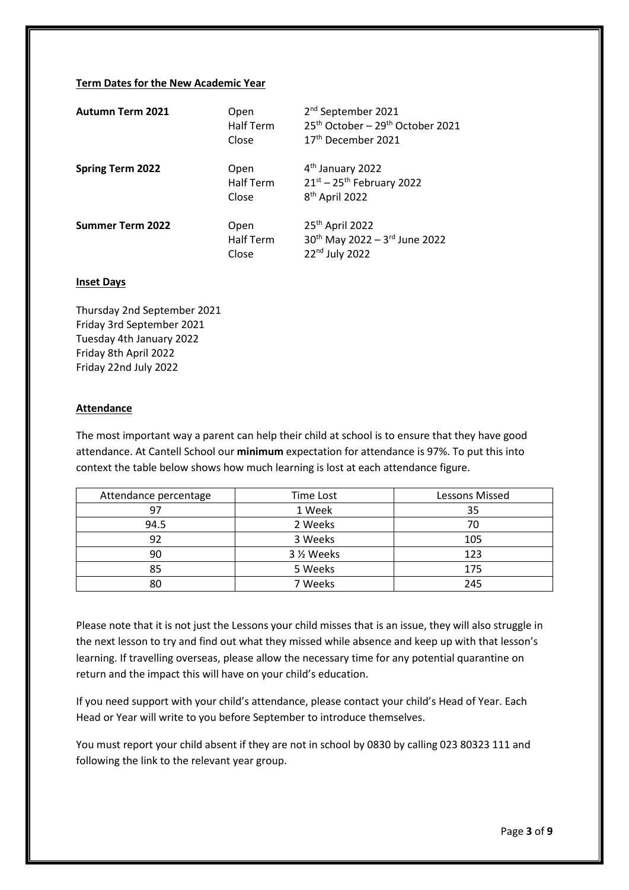**Term Dates for the New Academic Year**

| | | |
|---|---|---|
| **Autumn Term 2021** | Open | 2nd September 2021 |
| | Half Term | 25th October – 29th October 2021 |
| | Close | 17th December 2021 |
| **Spring Term 2022** | Open | 4th January 2022 |
| | Half Term | 21st – 25th February 2022 |
| | Close | 8th April 2022 |
| **Summer Term 2022** | Open | 25th April 2022 |
| | Half Term | 30th May 2022 – 3rd June 2022 |
| | Close | 22nd July 2022 |

**Inset Days**

Thursday 2nd September 2021
Friday 3rd September 2021
Tuesday 4th January 2022
Friday 8th April 2022
Friday 22nd July 2022

**Attendance**

The most important way a parent can help their child at school is to ensure that they have good attendance. At Cantell School our **minimum** expectation for attendance is 97%. To put this into context the table below shows how much learning is lost at each attendance figure.

| Attendance percentage | Time Lost | Lessons Missed |
|---|---|---|
| 97 | 1 Week | 35 |
| 94.5 | 2 Weeks | 70 |
| 92 | 3 Weeks | 105 |
| 90 | 3 ½ Weeks | 123 |
| 85 | 5 Weeks | 175 |
| 80 | 7 Weeks | 245 |

Please note that it is not just the Lessons your child misses that is an issue, they will also struggle in the next lesson to try and find out what they missed while absence and keep up with that lesson's learning. If travelling overseas, please allow the necessary time for any potential quarantine on return and the impact this will have on your child's education.

If you need support with your child's attendance, please contact your child's Head of Year. Each Head or Year will write to you before September to introduce themselves.

You must report your child absent if they are not in school by 0830 by calling 023 80323 111 and following the link to the relevant year group.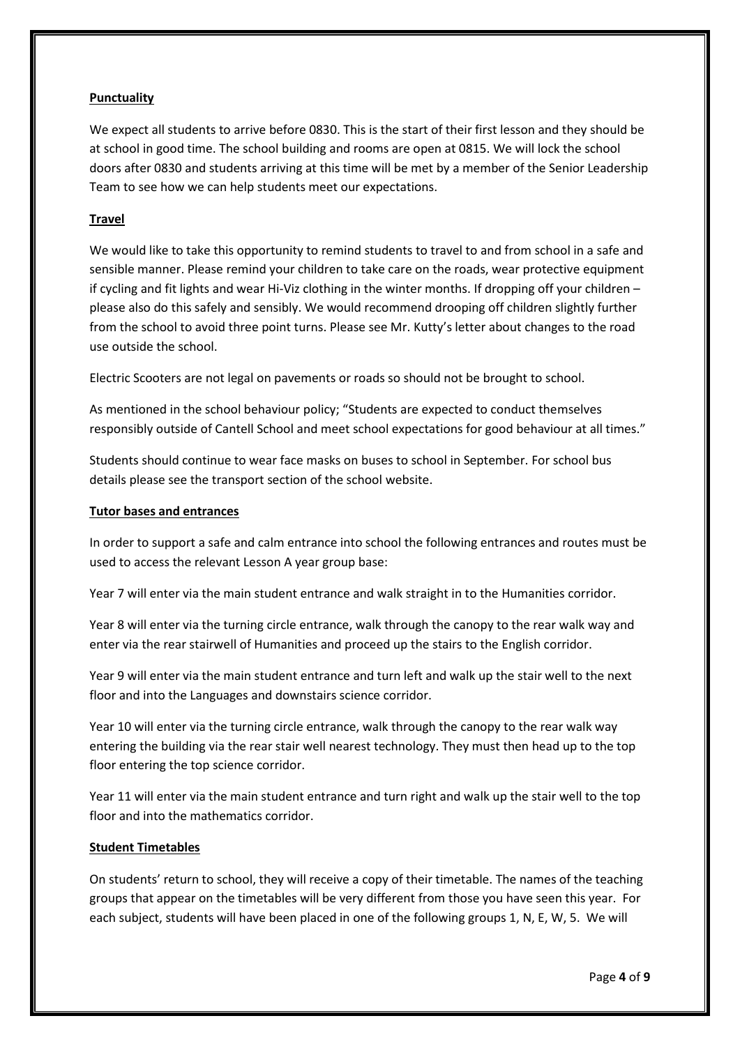**Punctuality**

We expect all students to arrive before 0830. This is the start of their first lesson and they should be at school in good time. The school building and rooms are open at 0815. We will lock the school doors after 0830 and students arriving at this time will be met by a member of the Senior Leadership Team to see how we can help students meet our expectations.

**Travel**

We would like to take this opportunity to remind students to travel to and from school in a safe and sensible manner. Please remind your children to take care on the roads, wear protective equipment if cycling and fit lights and wear Hi-Viz clothing in the winter months. If dropping off your children – please also do this safely and sensibly. We would recommend drooping off children slightly further from the school to avoid three point turns. Please see Mr. Kutty's letter about changes to the road use outside the school.

Electric Scooters are not legal on pavements or roads so should not be brought to school.

As mentioned in the school behaviour policy; "Students are expected to conduct themselves responsibly outside of Cantell School and meet school expectations for good behaviour at all times."

Students should continue to wear face masks on buses to school in September. For school bus details please see the transport section of the school website.

**Tutor bases and entrances**

In order to support a safe and calm entrance into school the following entrances and routes must be used to access the relevant Lesson A year group base:

Year 7 will enter via the main student entrance and walk straight in to the Humanities corridor.

Year 8 will enter via the turning circle entrance, walk through the canopy to the rear walk way and enter via the rear stairwell of Humanities and proceed up the stairs to the English corridor.

Year 9 will enter via the main student entrance and turn left and walk up the stair well to the next floor and into the Languages and downstairs science corridor.

Year 10 will enter via the turning circle entrance, walk through the canopy to the rear walk way entering the building via the rear stair well nearest technology. They must then head up to the top floor entering the top science corridor.

Year 11 will enter via the main student entrance and turn right and walk up the stair well to the top floor and into the mathematics corridor.

**Student Timetables**

On students' return to school, they will receive a copy of their timetable. The names of the teaching groups that appear on the timetables will be very different from those you have seen this year. For each subject, students will have been placed in one of the following groups 1, N, E, W, 5. We will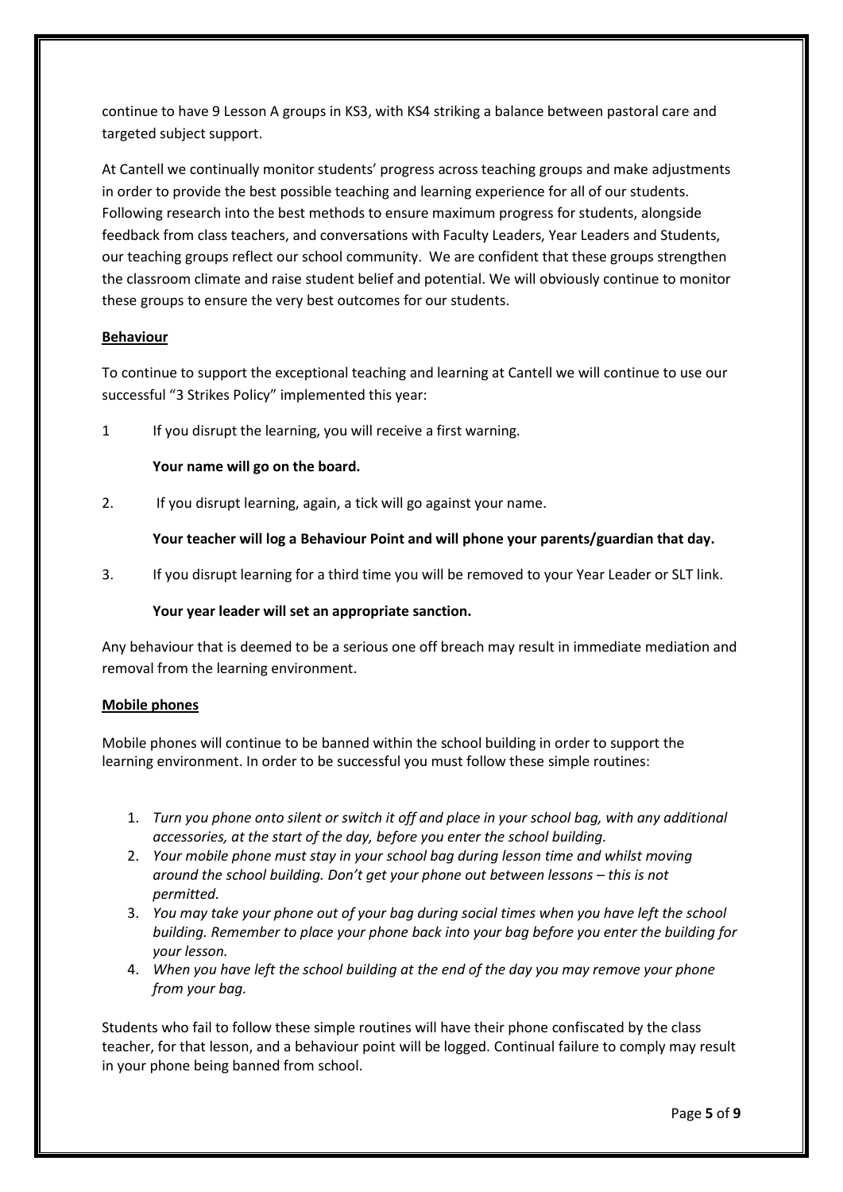continue to have 9 Lesson A groups in KS3, with KS4 striking a balance between pastoral care and targeted subject support.

At Cantell we continually monitor students' progress across teaching groups and make adjustments in order to provide the best possible teaching and learning experience for all of our students. Following research into the best methods to ensure maximum progress for students, alongside feedback from class teachers, and conversations with Faculty Leaders, Year Leaders and Students, our teaching groups reflect our school community. We are confident that these groups strengthen the classroom climate and raise student belief and potential. We will obviously continue to monitor these groups to ensure the very best outcomes for our students.

## Behaviour

To continue to support the exceptional teaching and learning at Cantell we will continue to use our successful "3 Strikes Policy" implemented this year:

1 If you disrupt the learning, you will receive a first warning.

   **Your name will go on the board.**

2. If you disrupt learning, again, a tick will go against your name.

   **Your teacher will log a Behaviour Point and will phone your parents/guardian that day.**

3. If you disrupt learning for a third time you will be removed to your Year Leader or SLT link.

   **Your year leader will set an appropriate sanction.**

Any behaviour that is deemed to be a serious one off breach may result in immediate mediation and removal from the learning environment.

## Mobile phones

Mobile phones will continue to be banned within the school building in order to support the learning environment. In order to be successful you must follow these simple routines:

1. *Turn you phone onto silent or switch it off and place in your school bag, with any additional accessories, at the start of the day, before you enter the school building.*
2. *Your mobile phone must stay in your school bag during lesson time and whilst moving around the school building. Don't get your phone out between lessons – this is not permitted.*
3. *You may take your phone out of your bag during social times when you have left the school building. Remember to place your phone back into your bag before you enter the building for your lesson.*
4. *When you have left the school building at the end of the day you may remove your phone from your bag.*

Students who fail to follow these simple routines will have their phone confiscated by the class teacher, for that lesson, and a behaviour point will be logged. Continual failure to comply may result in your phone being banned from school.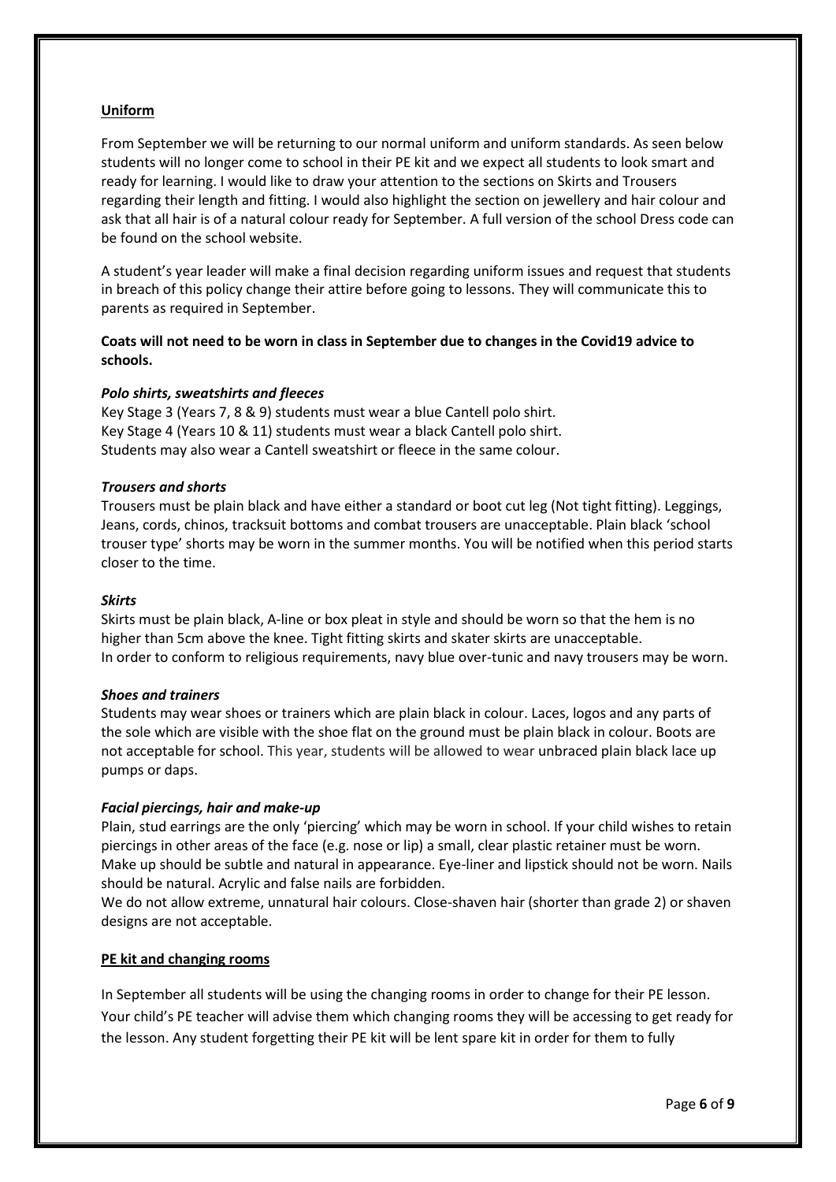## Uniform

From September we will be returning to our normal uniform and uniform standards. As seen below students will no longer come to school in their PE kit and we expect all students to look smart and ready for learning. I would like to draw your attention to the sections on Skirts and Trousers regarding their length and fitting. I would also highlight the section on jewellery and hair colour and ask that all hair is of a natural colour ready for September. A full version of the school Dress code can be found on the school website.

A student's year leader will make a final decision regarding uniform issues and request that students in breach of this policy change their attire before going to lessons. They will communicate this to parents as required in September.

**Coats will not need to be worn in class in September due to changes in the Covid19 advice to schools.**

### *Polo shirts, sweatshirts and fleeces*

Key Stage 3 (Years 7, 8 & 9) students must wear a blue Cantell polo shirt.
Key Stage 4 (Years 10 & 11) students must wear a black Cantell polo shirt.
Students may also wear a Cantell sweatshirt or fleece in the same colour.

### *Trousers and shorts*

Trousers must be plain black and have either a standard or boot cut leg (Not tight fitting). Leggings, Jeans, cords, chinos, tracksuit bottoms and combat trousers are unacceptable. Plain black 'school trouser type' shorts may be worn in the summer months. You will be notified when this period starts closer to the time.

### *Skirts*

Skirts must be plain black, A-line or box pleat in style and should be worn so that the hem is no higher than 5cm above the knee. Tight fitting skirts and skater skirts are unacceptable.
In order to conform to religious requirements, navy blue over-tunic and navy trousers may be worn.

### *Shoes and trainers*

Students may wear shoes or trainers which are plain black in colour. Laces, logos and any parts of the sole which are visible with the shoe flat on the ground must be plain black in colour. Boots are not acceptable for school. This year, students will be allowed to wear unbraced plain black lace up pumps or daps.

### *Facial piercings, hair and make-up*

Plain, stud earrings are the only 'piercing' which may be worn in school. If your child wishes to retain piercings in other areas of the face (e.g. nose or lip) a small, clear plastic retainer must be worn. Make up should be subtle and natural in appearance. Eye-liner and lipstick should not be worn. Nails should be natural. Acrylic and false nails are forbidden.
We do not allow extreme, unnatural hair colours. Close-shaven hair (shorter than grade 2) or shaven designs are not acceptable.

## PE kit and changing rooms

In September all students will be using the changing rooms in order to change for their PE lesson. Your child's PE teacher will advise them which changing rooms they will be accessing to get ready for the lesson. Any student forgetting their PE kit will be lent spare kit in order for them to fully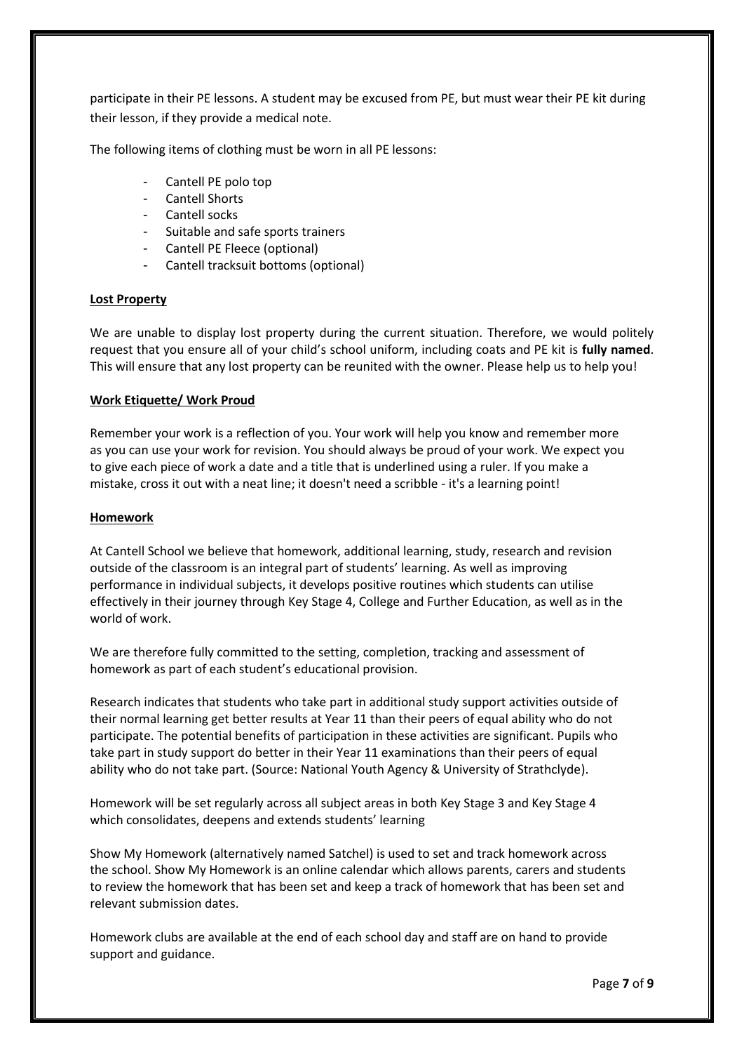participate in their PE lessons. A student may be excused from PE, but must wear their PE kit during their lesson, if they provide a medical note.

The following items of clothing must be worn in all PE lessons:

- Cantell PE polo top
- Cantell Shorts
- Cantell socks
- Suitable and safe sports trainers
- Cantell PE Fleece (optional)
- Cantell tracksuit bottoms (optional)

**Lost Property**

We are unable to display lost property during the current situation. Therefore, we would politely request that you ensure all of your child's school uniform, including coats and PE kit is **fully named**. This will ensure that any lost property can be reunited with the owner. Please help us to help you!

**Work Etiquette/ Work Proud**

Remember your work is a reflection of you. Your work will help you know and remember more as you can use your work for revision. You should always be proud of your work. We expect you to give each piece of work a date and a title that is underlined using a ruler. If you make a mistake, cross it out with a neat line; it doesn't need a scribble - it's a learning point!

**Homework**

At Cantell School we believe that homework, additional learning, study, research and revision outside of the classroom is an integral part of students' learning. As well as improving performance in individual subjects, it develops positive routines which students can utilise effectively in their journey through Key Stage 4, College and Further Education, as well as in the world of work.

We are therefore fully committed to the setting, completion, tracking and assessment of homework as part of each student's educational provision.

Research indicates that students who take part in additional study support activities outside of their normal learning get better results at Year 11 than their peers of equal ability who do not participate. The potential benefits of participation in these activities are significant. Pupils who take part in study support do better in their Year 11 examinations than their peers of equal ability who do not take part. (Source: National Youth Agency & University of Strathclyde).

Homework will be set regularly across all subject areas in both Key Stage 3 and Key Stage 4 which consolidates, deepens and extends students' learning

Show My Homework (alternatively named Satchel) is used to set and track homework across the school. Show My Homework is an online calendar which allows parents, carers and students to review the homework that has been set and keep a track of homework that has been set and relevant submission dates.

Homework clubs are available at the end of each school day and staff are on hand to provide support and guidance.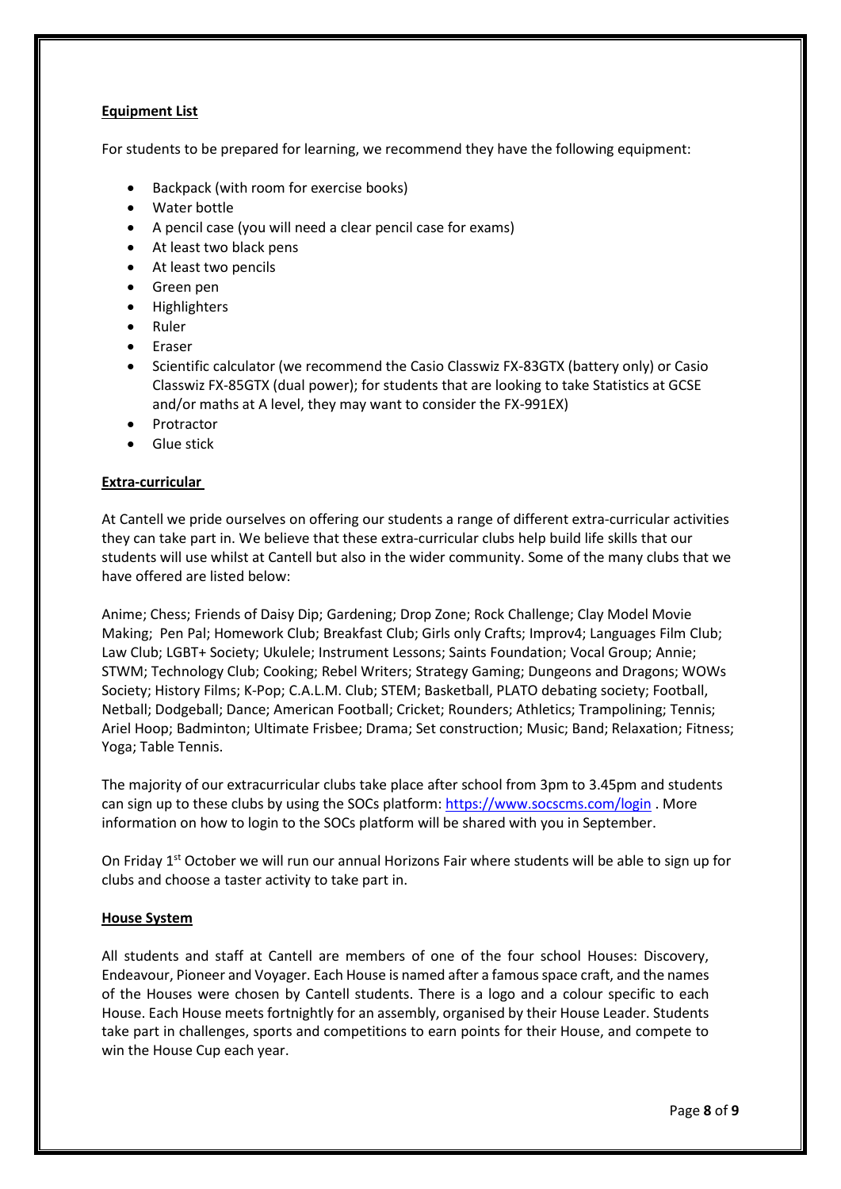**Equipment List**

For students to be prepared for learning, we recommend they have the following equipment:

- Backpack (with room for exercise books)
- Water bottle
- A pencil case (you will need a clear pencil case for exams)
- At least two black pens
- At least two pencils
- Green pen
- Highlighters
- Ruler
- Eraser
- Scientific calculator (we recommend the Casio Classwiz FX-83GTX (battery only) or Casio Classwiz FX-85GTX (dual power); for students that are looking to take Statistics at GCSE and/or maths at A level, they may want to consider the FX-991EX)
- Protractor
- Glue stick

**Extra-curricular**

At Cantell we pride ourselves on offering our students a range of different extra-curricular activities they can take part in. We believe that these extra-curricular clubs help build life skills that our students will use whilst at Cantell but also in the wider community. Some of the many clubs that we have offered are listed below:

Anime; Chess; Friends of Daisy Dip; Gardening; Drop Zone; Rock Challenge; Clay Model Movie Making; Pen Pal; Homework Club; Breakfast Club; Girls only Crafts; Improv4; Languages Film Club; Law Club; LGBT+ Society; Ukulele; Instrument Lessons; Saints Foundation; Vocal Group; Annie; STWM; Technology Club; Cooking; Rebel Writers; Strategy Gaming; Dungeons and Dragons; WOWs Society; History Films; K-Pop; C.A.L.M. Club; STEM; Basketball, PLATO debating society; Football, Netball; Dodgeball; Dance; American Football; Cricket; Rounders; Athletics; Trampolining; Tennis; Ariel Hoop; Badminton; Ultimate Frisbee; Drama; Set construction; Music; Band; Relaxation; Fitness; Yoga; Table Tennis.

The majority of our extracurricular clubs take place after school from 3pm to 3.45pm and students can sign up to these clubs by using the SOCs platform: https://www.socscms.com/login . More information on how to login to the SOCs platform will be shared with you in September.

On Friday 1st October we will run our annual Horizons Fair where students will be able to sign up for clubs and choose a taster activity to take part in.

**House System**

All students and staff at Cantell are members of one of the four school Houses: Discovery, Endeavour, Pioneer and Voyager. Each House is named after a famous space craft, and the names of the Houses were chosen by Cantell students. There is a logo and a colour specific to each House. Each House meets fortnightly for an assembly, organised by their House Leader. Students take part in challenges, sports and competitions to earn points for their House, and compete to win the House Cup each year.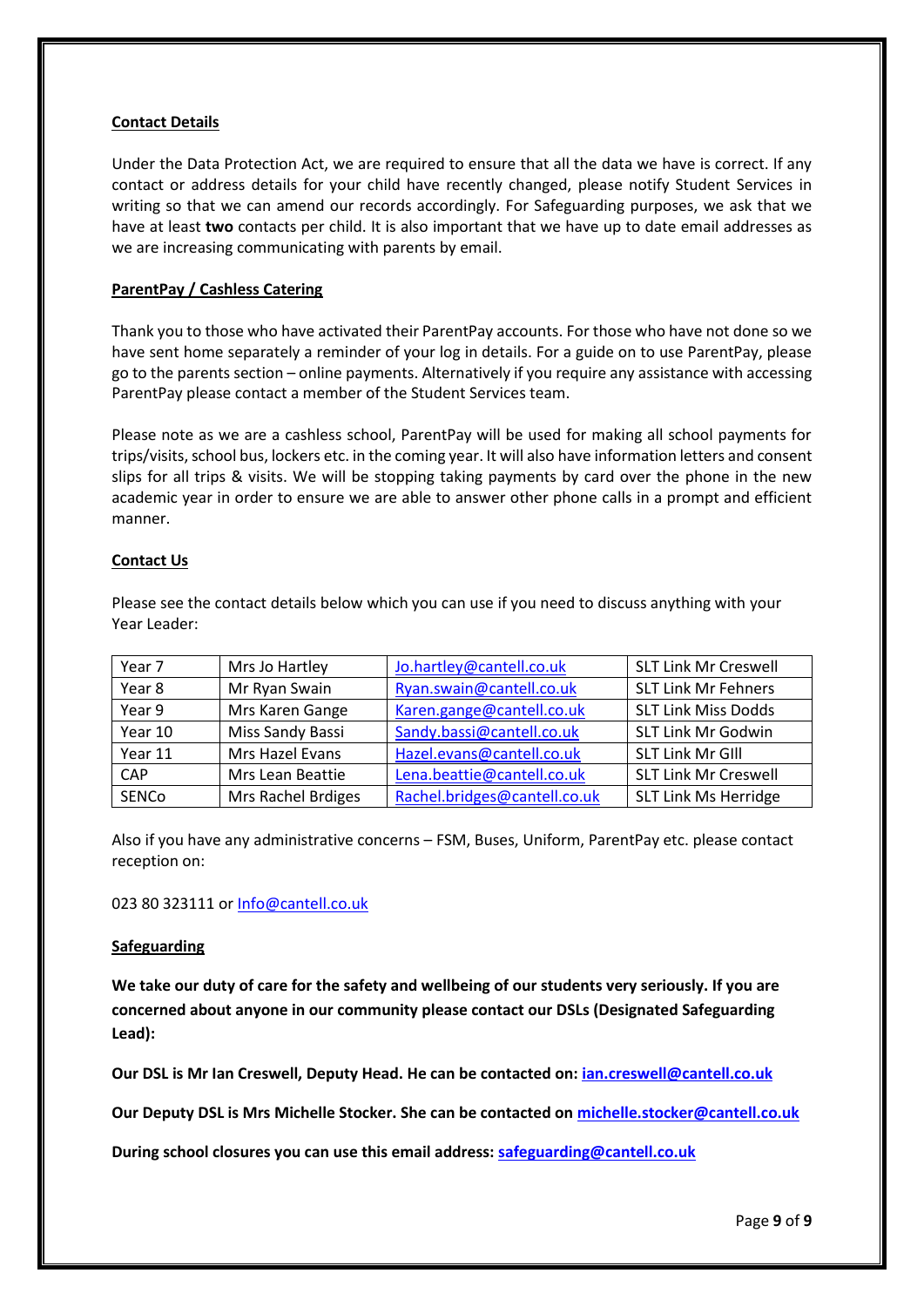**Contact Details**

Under the Data Protection Act, we are required to ensure that all the data we have is correct. If any contact or address details for your child have recently changed, please notify Student Services in writing so that we can amend our records accordingly. For Safeguarding purposes, we ask that we have at least **two** contacts per child. It is also important that we have up to date email addresses as we are increasing communicating with parents by email.

**ParentPay / Cashless Catering**

Thank you to those who have activated their ParentPay accounts. For those who have not done so we have sent home separately a reminder of your log in details. For a guide on to use ParentPay, please go to the parents section – online payments. Alternatively if you require any assistance with accessing ParentPay please contact a member of the Student Services team.

Please note as we are a cashless school, ParentPay will be used for making all school payments for trips/visits, school bus, lockers etc. in the coming year. It will also have information letters and consent slips for all trips & visits. We will be stopping taking payments by card over the phone in the new academic year in order to ensure we are able to answer other phone calls in a prompt and efficient manner.

**Contact Us**

Please see the contact details below which you can use if you need to discuss anything with your Year Leader:

| | | | |
|---|---|---|---|
| Year 7 | Mrs Jo Hartley | Jo.hartley@cantell.co.uk | SLT Link Mr Creswell |
| Year 8 | Mr Ryan Swain | Ryan.swain@cantell.co.uk | SLT Link Mr Fehners |
| Year 9 | Mrs Karen Gange | Karen.gange@cantell.co.uk | SLT Link Miss Dodds |
| Year 10 | Miss Sandy Bassi | Sandy.bassi@cantell.co.uk | SLT Link Mr Godwin |
| Year 11 | Mrs Hazel Evans | Hazel.evans@cantell.co.uk | SLT Link Mr GIll |
| CAP | Mrs Lean Beattie | Lena.beattie@cantell.co.uk | SLT Link Mr Creswell |
| SENCo | Mrs Rachel Brdiges | Rachel.bridges@cantell.co.uk | SLT Link Ms Herridge |

Also if you have any administrative concerns – FSM, Buses, Uniform, ParentPay etc. please contact reception on:

023 80 323111 or Info@cantell.co.uk

**Safeguarding**

**We take our duty of care for the safety and wellbeing of our students very seriously. If you are concerned about anyone in our community please contact our DSLs (Designated Safeguarding Lead):**

**Our DSL is Mr Ian Creswell, Deputy Head. He can be contacted on: ian.creswell@cantell.co.uk**

**Our Deputy DSL is Mrs Michelle Stocker. She can be contacted on michelle.stocker@cantell.co.uk**

**During school closures you can use this email address: safeguarding@cantell.co.uk**